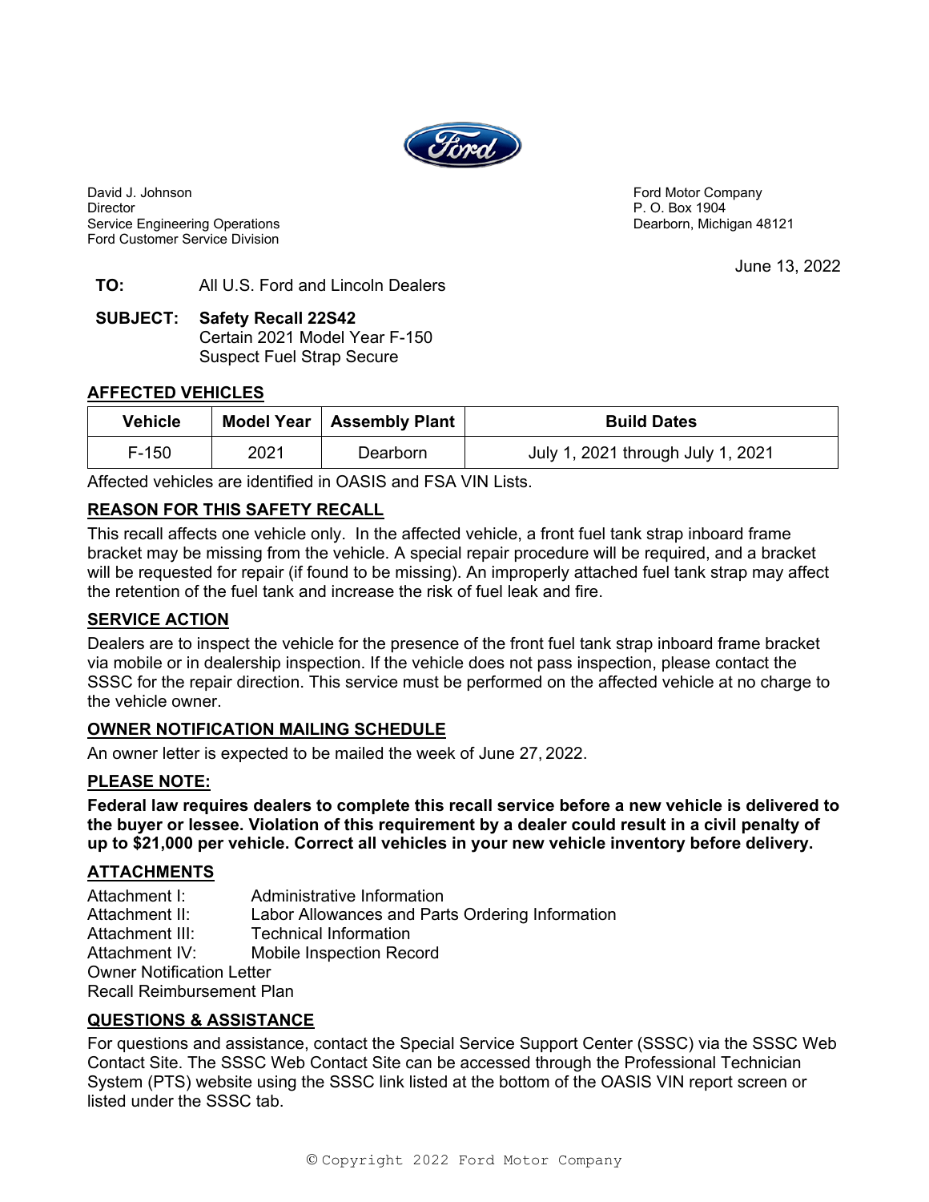David J. Johnson
Director
Service Engineering Operations
Ford Customer Service Division

Ford Motor Company
P. O. Box 1904
Dearborn, Michigan 48121

June 13, 2022

**TO:** All U.S. Ford and Lincoln Dealers

**SUBJECT: Safety Recall 22S42**
Certain 2021 Model Year F-150
Suspect Fuel Strap Secure

## AFFECTED VEHICLES

| Vehicle | Model Year | Assembly Plant | Build Dates |
|---|---|---|---|
| F-150 | 2021 | Dearborn | July 1, 2021 through July 1, 2021 |

Affected vehicles are identified in OASIS and FSA VIN Lists.

## REASON FOR THIS SAFETY RECALL

This recall affects one vehicle only. In the affected vehicle, a front fuel tank strap inboard frame bracket may be missing from the vehicle. A special repair procedure will be required, and a bracket will be requested for repair (if found to be missing). An improperly attached fuel tank strap may affect the retention of the fuel tank and increase the risk of fuel leak and fire.

## SERVICE ACTION

Dealers are to inspect the vehicle for the presence of the front fuel tank strap inboard frame bracket via mobile or in dealership inspection. If the vehicle does not pass inspection, please contact the SSSC for the repair direction. This service must be performed on the affected vehicle at no charge to the vehicle owner.

## OWNER NOTIFICATION MAILING SCHEDULE

An owner letter is expected to be mailed the week of June 27, 2022.

## PLEASE NOTE:

**Federal law requires dealers to complete this recall service before a new vehicle is delivered to the buyer or lessee. Violation of this requirement by a dealer could result in a civil penalty of up to $21,000 per vehicle. Correct all vehicles in your new vehicle inventory before delivery.**

## ATTACHMENTS

Attachment I: Administrative Information
Attachment II: Labor Allowances and Parts Ordering Information
Attachment III: Technical Information
Attachment IV: Mobile Inspection Record
Owner Notification Letter
Recall Reimbursement Plan

## QUESTIONS & ASSISTANCE

For questions and assistance, contact the Special Service Support Center (SSSC) via the SSSC Web Contact Site. The SSSC Web Contact Site can be accessed through the Professional Technician System (PTS) website using the SSSC link listed at the bottom of the OASIS VIN report screen or listed under the SSSC tab.

© Copyright 2022 Ford Motor Company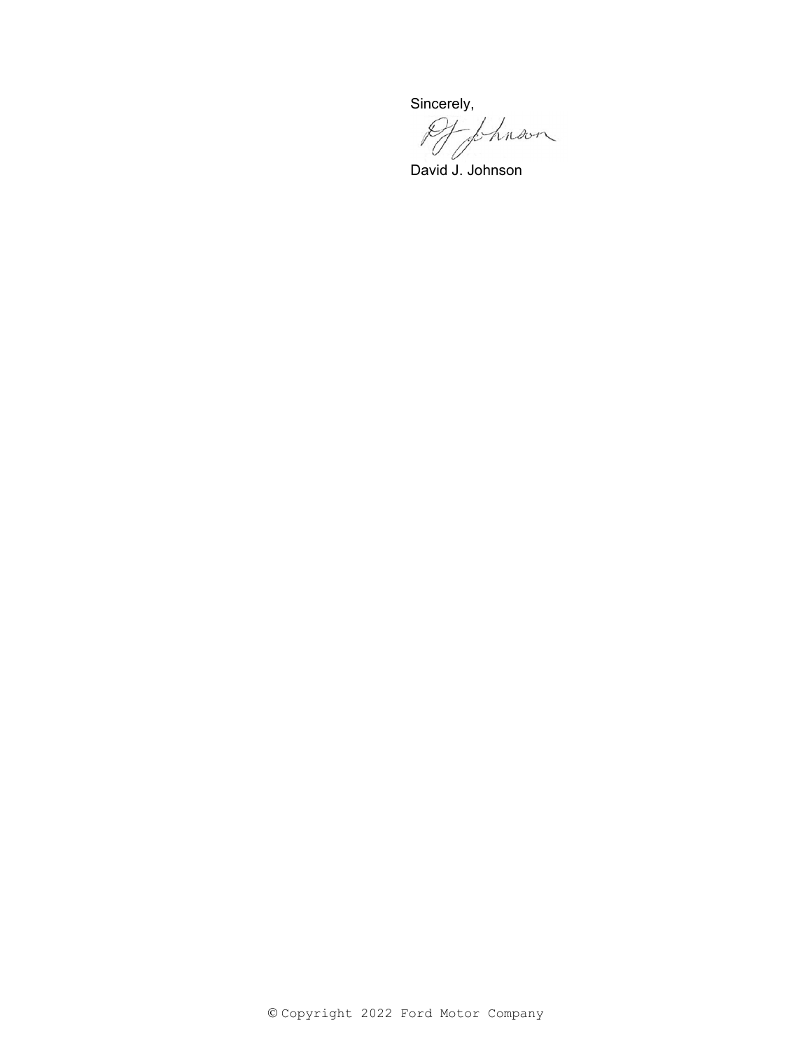Sincerely,

DJ Johnson

David J. Johnson

© Copyright 2022 Ford Motor Company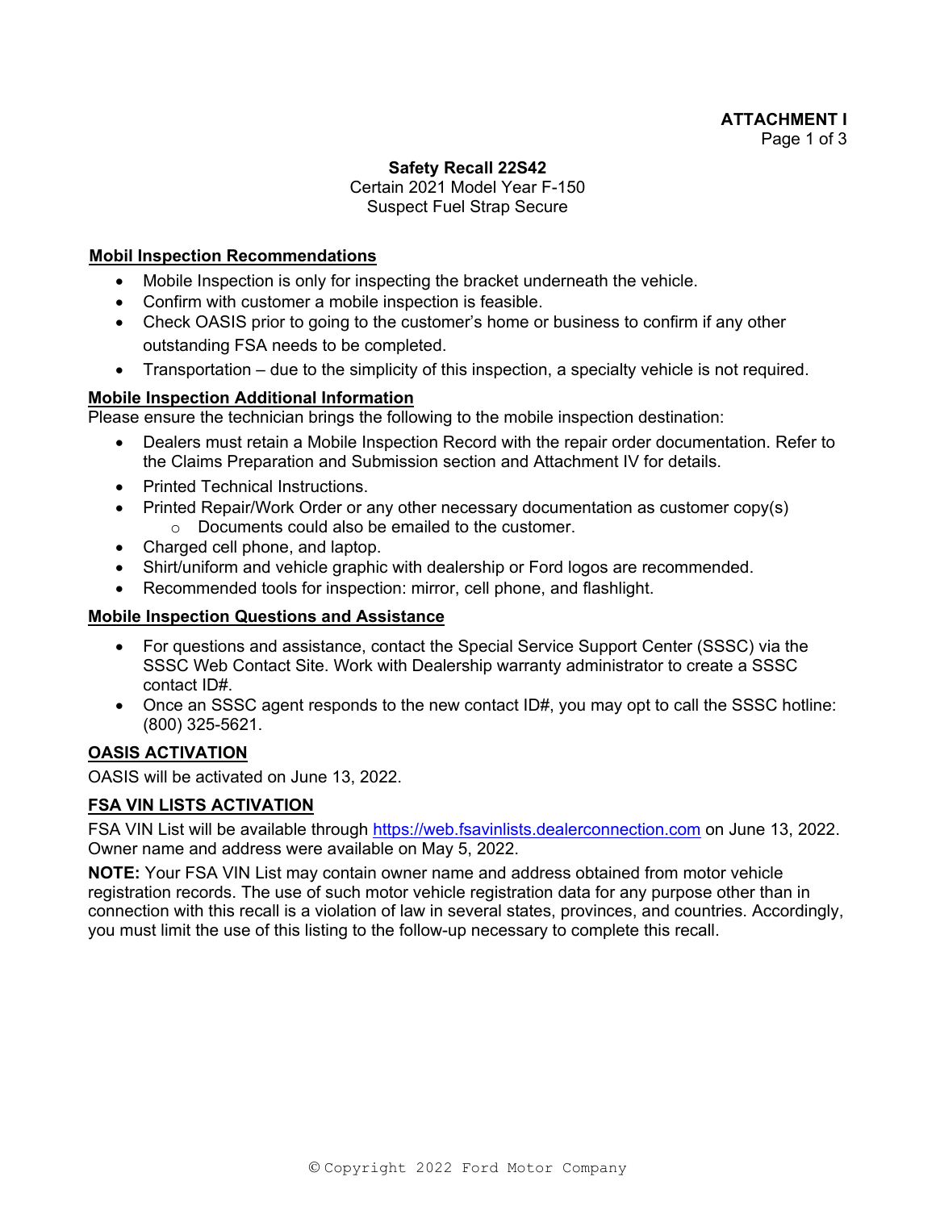**ATTACHMENT I**

**Safety Recall 22S42**
Certain 2021 Model Year F-150
Suspect Fuel Strap Secure

**Mobil Inspection Recommendations**

- Mobile Inspection is only for inspecting the bracket underneath the vehicle.
- Confirm with customer a mobile inspection is feasible.
- Check OASIS prior to going to the customer's home or business to confirm if any other outstanding FSA needs to be completed.
- Transportation – due to the simplicity of this inspection, a specialty vehicle is not required.

**Mobile Inspection Additional Information**

Please ensure the technician brings the following to the mobile inspection destination:

- Dealers must retain a Mobile Inspection Record with the repair order documentation. Refer to the Claims Preparation and Submission section and Attachment IV for details.
- Printed Technical Instructions.
- Printed Repair/Work Order or any other necessary documentation as customer copy(s)
  - Documents could also be emailed to the customer.
- Charged cell phone, and laptop.
- Shirt/uniform and vehicle graphic with dealership or Ford logos are recommended.
- Recommended tools for inspection: mirror, cell phone, and flashlight.

**Mobile Inspection Questions and Assistance**

- For questions and assistance, contact the Special Service Support Center (SSSC) via the SSSC Web Contact Site. Work with Dealership warranty administrator to create a SSSC contact ID#.
- Once an SSSC agent responds to the new contact ID#, you may opt to call the SSSC hotline: (800) 325-5621.

**OASIS ACTIVATION**

OASIS will be activated on June 13, 2022.

**FSA VIN LISTS ACTIVATION**

FSA VIN List will be available through https://web.fsavinlists.dealerconnection.com on June 13, 2022. Owner name and address were available on May 5, 2022.

**NOTE:** Your FSA VIN List may contain owner name and address obtained from motor vehicle registration records. The use of such motor vehicle registration data for any purpose other than in connection with this recall is a violation of law in several states, provinces, and countries. Accordingly, you must limit the use of this listing to the follow-up necessary to complete this recall.

© Copyright 2022 Ford Motor Company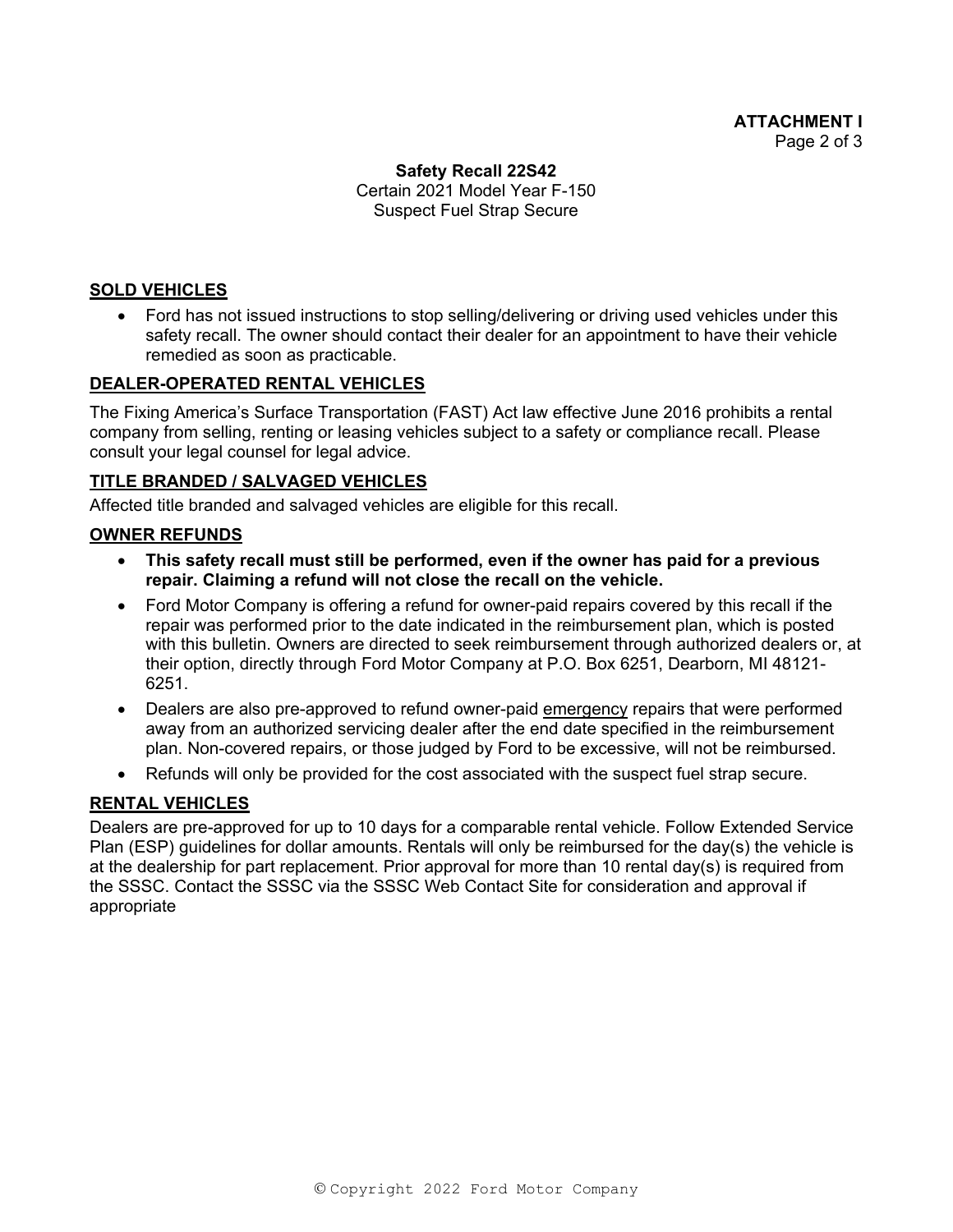**ATTACHMENT I**

**Safety Recall 22S42**
Certain 2021 Model Year F-150
Suspect Fuel Strap Secure

## SOLD VEHICLES

- Ford has not issued instructions to stop selling/delivering or driving used vehicles under this safety recall. The owner should contact their dealer for an appointment to have their vehicle remedied as soon as practicable.

## DEALER-OPERATED RENTAL VEHICLES

The Fixing America's Surface Transportation (FAST) Act law effective June 2016 prohibits a rental company from selling, renting or leasing vehicles subject to a safety or compliance recall. Please consult your legal counsel for legal advice.

## TITLE BRANDED / SALVAGED VEHICLES

Affected title branded and salvaged vehicles are eligible for this recall.

## OWNER REFUNDS

- **This safety recall must still be performed, even if the owner has paid for a previous repair. Claiming a refund will not close the recall on the vehicle.**
- Ford Motor Company is offering a refund for owner-paid repairs covered by this recall if the repair was performed prior to the date indicated in the reimbursement plan, which is posted with this bulletin. Owners are directed to seek reimbursement through authorized dealers or, at their option, directly through Ford Motor Company at P.O. Box 6251, Dearborn, MI 48121-6251.
- Dealers are also pre-approved to refund owner-paid emergency repairs that were performed away from an authorized servicing dealer after the end date specified in the reimbursement plan. Non-covered repairs, or those judged by Ford to be excessive, will not be reimbursed.
- Refunds will only be provided for the cost associated with the suspect fuel strap secure.

## RENTAL VEHICLES

Dealers are pre-approved for up to 10 days for a comparable rental vehicle. Follow Extended Service Plan (ESP) guidelines for dollar amounts. Rentals will only be reimbursed for the day(s) the vehicle is at the dealership for part replacement. Prior approval for more than 10 rental day(s) is required from the SSSC. Contact the SSSC via the SSSC Web Contact Site for consideration and approval if appropriate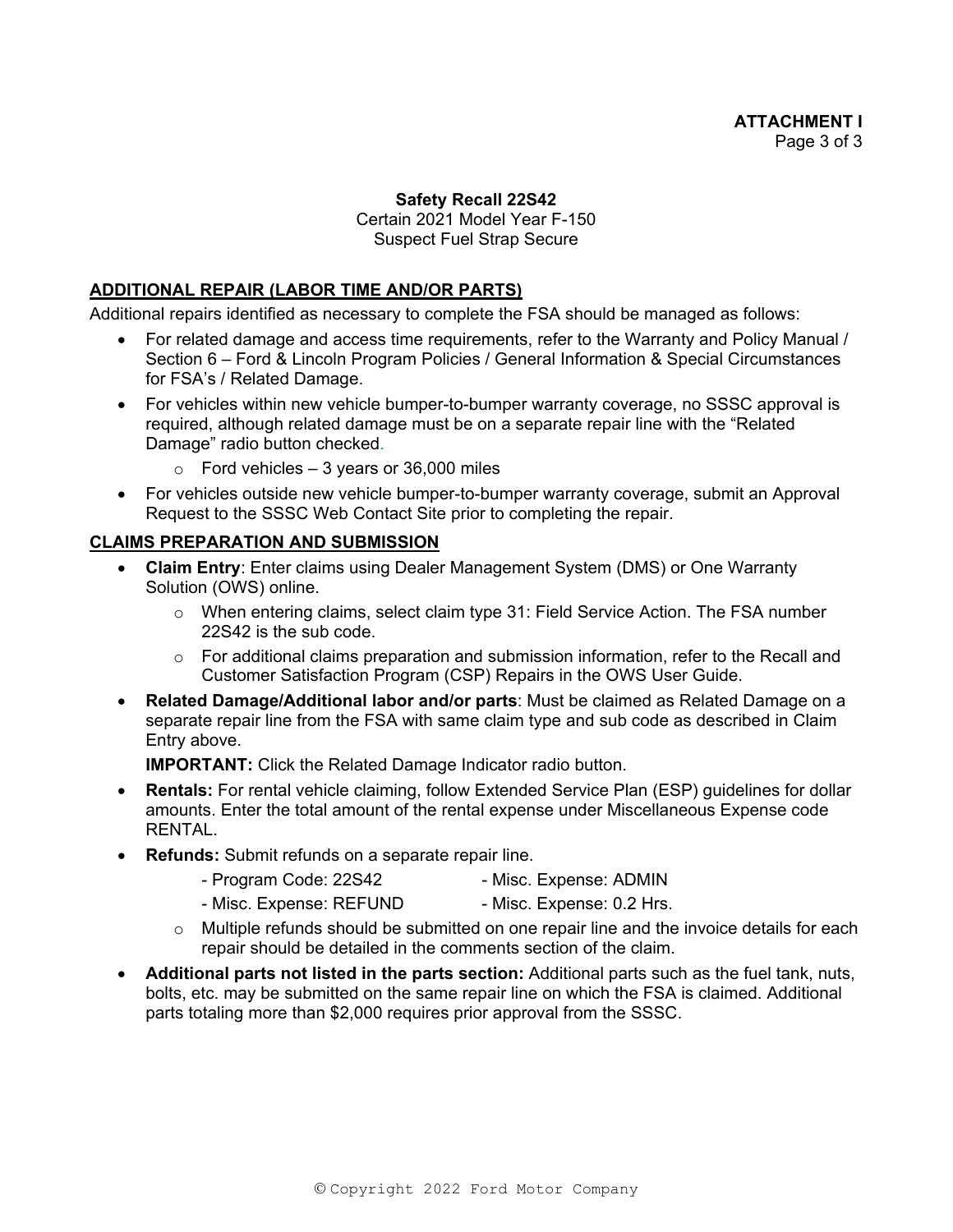**ATTACHMENT I**

**Safety Recall 22S42**
Certain 2021 Model Year F-150
Suspect Fuel Strap Secure

## ADDITIONAL REPAIR (LABOR TIME AND/OR PARTS)

Additional repairs identified as necessary to complete the FSA should be managed as follows:

- For related damage and access time requirements, refer to the Warranty and Policy Manual / Section 6 – Ford & Lincoln Program Policies / General Information & Special Circumstances for FSA's / Related Damage.
- For vehicles within new vehicle bumper-to-bumper warranty coverage, no SSSC approval is required, although related damage must be on a separate repair line with the "Related Damage" radio button checked.
  - Ford vehicles – 3 years or 36,000 miles
- For vehicles outside new vehicle bumper-to-bumper warranty coverage, submit an Approval Request to the SSSC Web Contact Site prior to completing the repair.

## CLAIMS PREPARATION AND SUBMISSION

- **Claim Entry**: Enter claims using Dealer Management System (DMS) or One Warranty Solution (OWS) online.
  - When entering claims, select claim type 31: Field Service Action. The FSA number 22S42 is the sub code.
  - For additional claims preparation and submission information, refer to the Recall and Customer Satisfaction Program (CSP) Repairs in the OWS User Guide.
- **Related Damage/Additional labor and/or parts**: Must be claimed as Related Damage on a separate repair line from the FSA with same claim type and sub code as described in Claim Entry above.

  **IMPORTANT:** Click the Related Damage Indicator radio button.
- **Rentals:** For rental vehicle claiming, follow Extended Service Plan (ESP) guidelines for dollar amounts. Enter the total amount of the rental expense under Miscellaneous Expense code RENTAL.
- **Refunds:** Submit refunds on a separate repair line.
  - Program Code: 22S42
  - Misc. Expense: REFUND
  - Misc. Expense: ADMIN
  - Misc. Expense: 0.2 Hrs.
  - Multiple refunds should be submitted on one repair line and the invoice details for each repair should be detailed in the comments section of the claim.
- **Additional parts not listed in the parts section:** Additional parts such as the fuel tank, nuts, bolts, etc. may be submitted on the same repair line on which the FSA is claimed. Additional parts totaling more than $2,000 requires prior approval from the SSSC.

© Copyright 2022 Ford Motor Company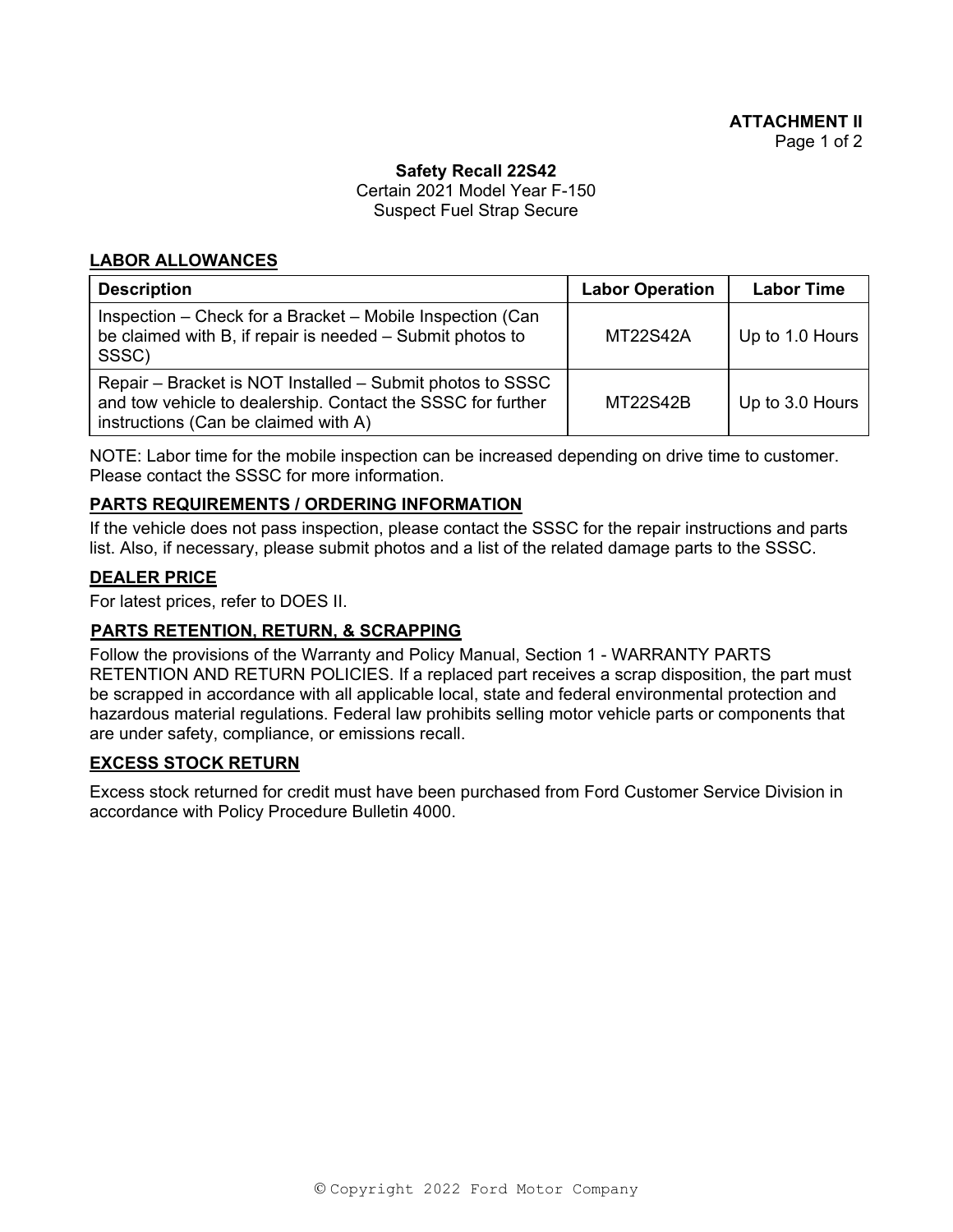**ATTACHMENT II**

**Safety Recall 22S42**
Certain 2021 Model Year F-150
Suspect Fuel Strap Secure

## LABOR ALLOWANCES

| Description | Labor Operation | Labor Time |
|---|---|---|
| Inspection – Check for a Bracket – Mobile Inspection (Can be claimed with B, if repair is needed – Submit photos to SSSC) | MT22S42A | Up to 1.0 Hours |
| Repair – Bracket is NOT Installed – Submit photos to SSSC and tow vehicle to dealership. Contact the SSSC for further instructions (Can be claimed with A) | MT22S42B | Up to 3.0 Hours |

NOTE: Labor time for the mobile inspection can be increased depending on drive time to customer. Please contact the SSSC for more information.

## PARTS REQUIREMENTS / ORDERING INFORMATION

If the vehicle does not pass inspection, please contact the SSSC for the repair instructions and parts list. Also, if necessary, please submit photos and a list of the related damage parts to the SSSC.

## DEALER PRICE

For latest prices, refer to DOES II.

## PARTS RETENTION, RETURN, & SCRAPPING

Follow the provisions of the Warranty and Policy Manual, Section 1 - WARRANTY PARTS RETENTION AND RETURN POLICIES. If a replaced part receives a scrap disposition, the part must be scrapped in accordance with all applicable local, state and federal environmental protection and hazardous material regulations. Federal law prohibits selling motor vehicle parts or components that are under safety, compliance, or emissions recall.

## EXCESS STOCK RETURN

Excess stock returned for credit must have been purchased from Ford Customer Service Division in accordance with Policy Procedure Bulletin 4000.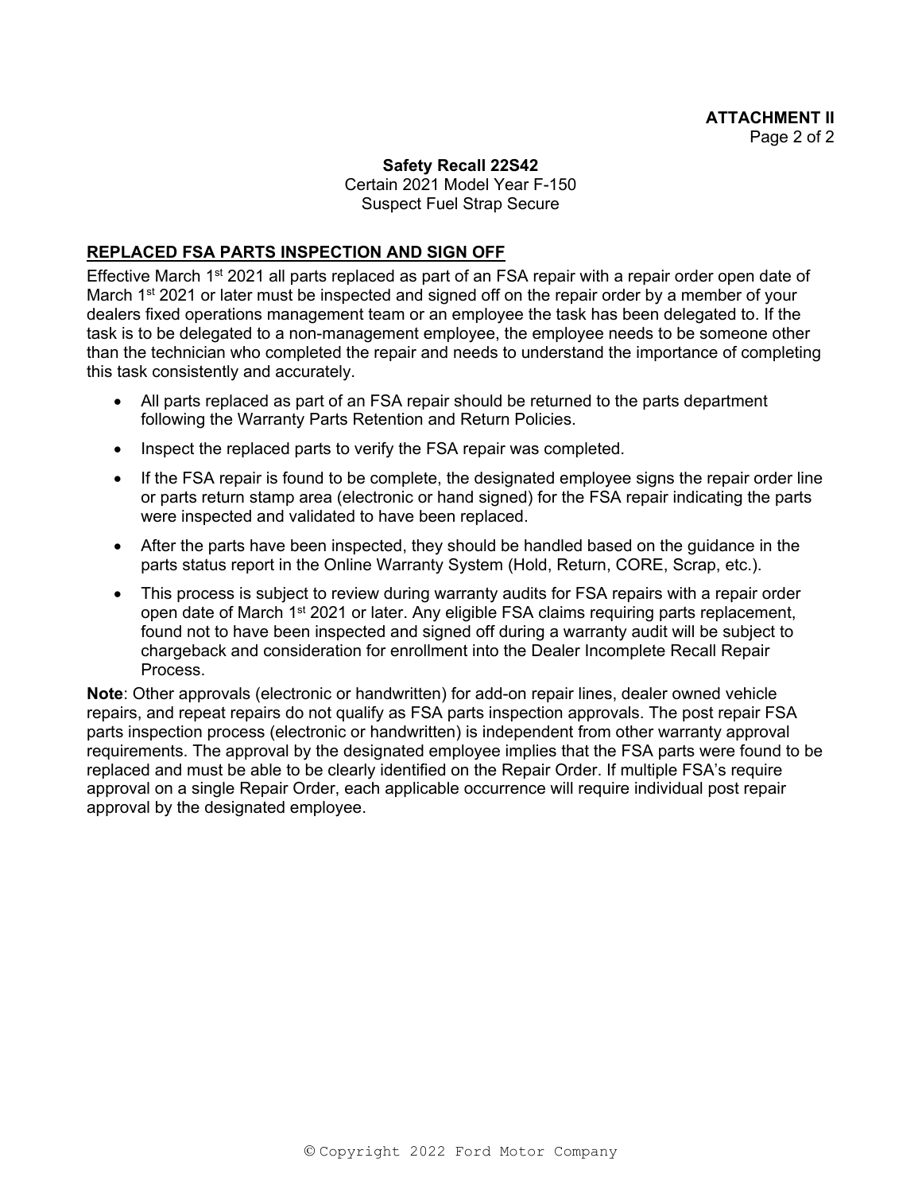**ATTACHMENT II**

**Safety Recall 22S42**
Certain 2021 Model Year F-150
Suspect Fuel Strap Secure

## REPLACED FSA PARTS INSPECTION AND SIGN OFF

Effective March 1st 2021 all parts replaced as part of an FSA repair with a repair order open date of March 1st 2021 or later must be inspected and signed off on the repair order by a member of your dealers fixed operations management team or an employee the task has been delegated to. If the task is to be delegated to a non-management employee, the employee needs to be someone other than the technician who completed the repair and needs to understand the importance of completing this task consistently and accurately.

- All parts replaced as part of an FSA repair should be returned to the parts department following the Warranty Parts Retention and Return Policies.
- Inspect the replaced parts to verify the FSA repair was completed.
- If the FSA repair is found to be complete, the designated employee signs the repair order line or parts return stamp area (electronic or hand signed) for the FSA repair indicating the parts were inspected and validated to have been replaced.
- After the parts have been inspected, they should be handled based on the guidance in the parts status report in the Online Warranty System (Hold, Return, CORE, Scrap, etc.).
- This process is subject to review during warranty audits for FSA repairs with a repair order open date of March 1st 2021 or later. Any eligible FSA claims requiring parts replacement, found not to have been inspected and signed off during a warranty audit will be subject to chargeback and consideration for enrollment into the Dealer Incomplete Recall Repair Process.

**Note**: Other approvals (electronic or handwritten) for add-on repair lines, dealer owned vehicle repairs, and repeat repairs do not qualify as FSA parts inspection approvals. The post repair FSA parts inspection process (electronic or handwritten) is independent from other warranty approval requirements. The approval by the designated employee implies that the FSA parts were found to be replaced and must be able to be clearly identified on the Repair Order. If multiple FSA's require approval on a single Repair Order, each applicable occurrence will require individual post repair approval by the designated employee.

© Copyright 2022 Ford Motor Company